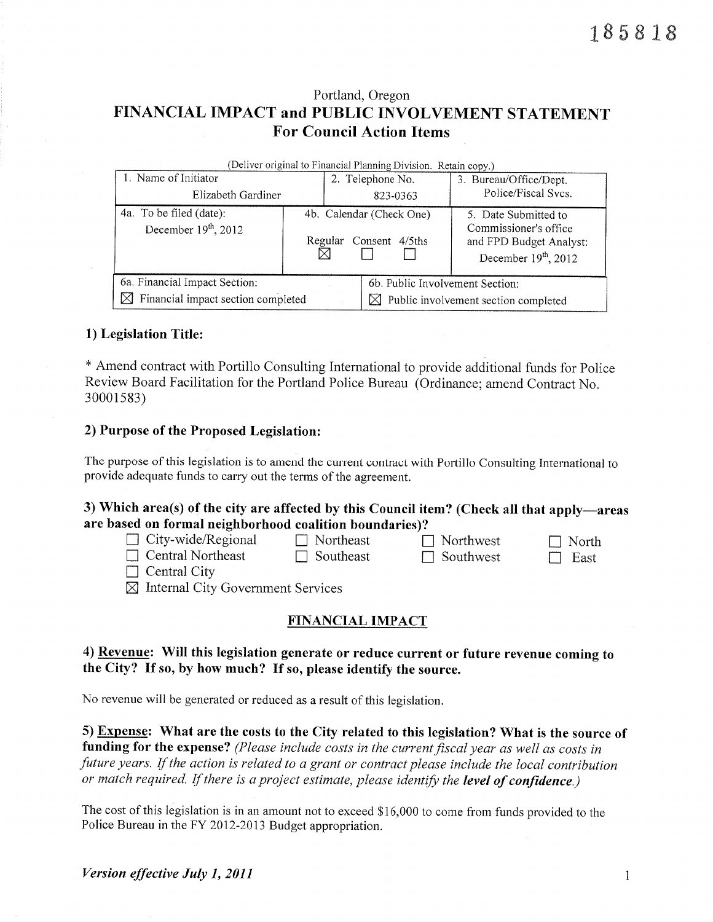185818

Portland, Oregon

# FINANCIAL IMPACT and PUBLIC INVOLVEMENT STATEMENT
## For Council Action Items

(Deliver original to Financial Planning Division. Retain copy.)

| 1. Name of Initiator | 2. Telephone No. | 3. Bureau/Office/Dept. |
|---|---|---|
| Elizabeth Gardiner | 823-0363 | Police/Fiscal Svcs. |
| 4a. To be filed (date): December 19th, 2012 | 4b. Calendar (Check One) Regular ☒ Consent ☐ 4/5ths ☐ | 5. Date Submitted to Commissioner's office and FPD Budget Analyst: December 19th, 2012 |

| 6a. Financial Impact Section: | 6b. Public Involvement Section: |
|---|---|
| ☒ Financial impact section completed | ☒ Public involvement section completed |

### 1) Legislation Title:

* Amend contract with Portillo Consulting International to provide additional funds for Police Review Board Facilitation for the Portland Police Bureau (Ordinance; amend Contract No. 30001583)

### 2) Purpose of the Proposed Legislation:

The purpose of this legislation is to amend the current contract with Portillo Consulting International to provide adequate funds to carry out the terms of the agreement.

### 3) Which area(s) of the city are affected by this Council item? (Check all that apply—areas are based on formal neighborhood coalition boundaries)?

- ☐ City-wide/Regional
- ☐ Northeast
- ☐ Northwest
- ☐ North
- ☐ Central Northeast
- ☐ Southeast
- ☐ Southwest
- ☐ East
- ☐ Central City
- ☒ Internal City Government Services

## FINANCIAL IMPACT

### 4) Revenue: Will this legislation generate or reduce current or future revenue coming to the City? If so, by how much? If so, please identify the source.

No revenue will be generated or reduced as a result of this legislation.

### 5) Expense: What are the costs to the City related to this legislation? What is the source of funding for the expense? *(Please include costs in the current fiscal year as well as costs in future years. If the action is related to a grant or contract please include the local contribution or match required. If there is a project estimate, please identify the **level of confidence**.)*

The cost of this legislation is in an amount not to exceed $16,000 to come from funds provided to the Police Bureau in the FY 2012-2013 Budget appropriation.

*Version effective July 1, 2011*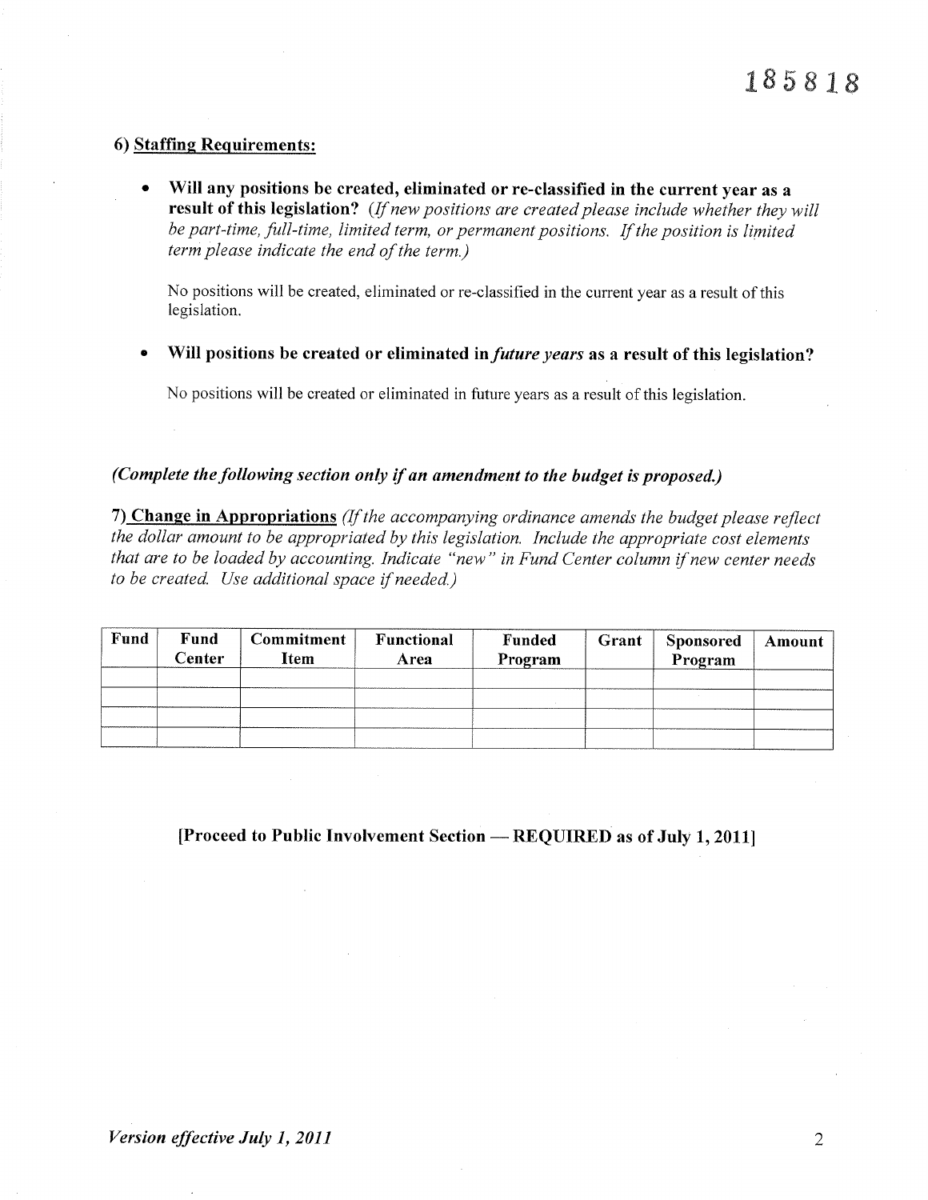185818

### 6) Staffing Requirements:

- **Will any positions be created, eliminated or re-classified in the current year as a result of this legislation?** *(If new positions are created please include whether they will be part-time, full-time, limited term, or permanent positions. If the position is limited term please indicate the end of the term.)*

  No positions will be created, eliminated or re-classified in the current year as a result of this legislation.

- **Will positions be created or eliminated in *future years* as a result of this legislation?**

  No positions will be created or eliminated in future years as a result of this legislation.

***(Complete the following section only if an amendment to the budget is proposed.)***

**7) Change in Appropriations** *(If the accompanying ordinance amends the budget please reflect the dollar amount to be appropriated by this legislation. Include the appropriate cost elements that are to be loaded by accounting. Indicate "new" in Fund Center column if new center needs to be created. Use additional space if needed.)*

| Fund | Fund Center | Commitment Item | Functional Area | Funded Program | Grant | Sponsored Program | Amount |
|---|---|---|---|---|---|---|---|
| | | | | | | | |
| | | | | | | | |
| | | | | | | | |
| | | | | | | | |

**[Proceed to Public Involvement Section — REQUIRED as of July 1, 2011]**

*Version effective July 1, 2011*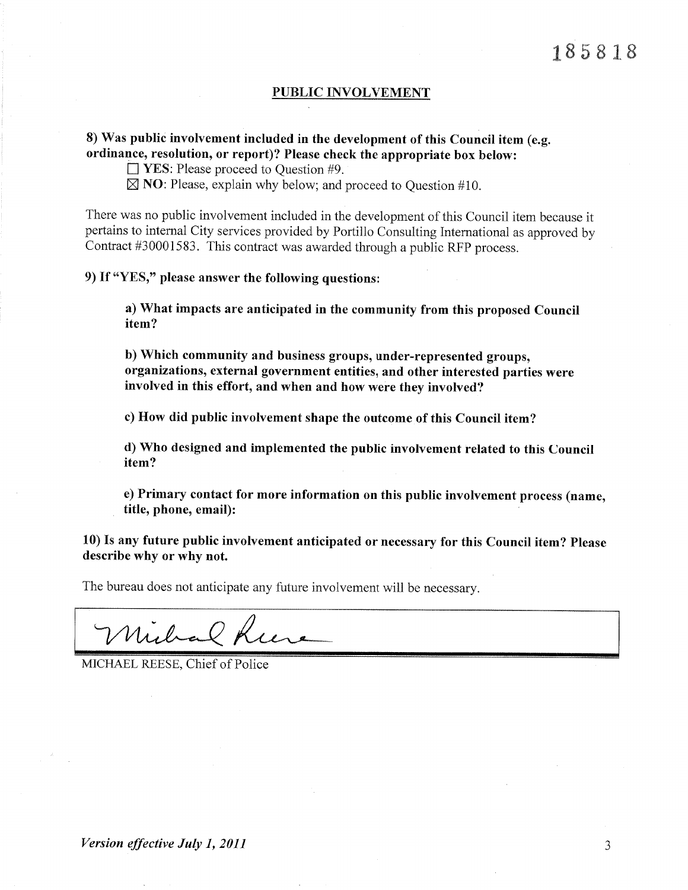185818

## PUBLIC INVOLVEMENT

**8) Was public involvement included in the development of this Council item (e.g. ordinance, resolution, or report)? Please check the appropriate box below:**

☐ **YES**: Please proceed to Question #9.

☒ **NO**: Please, explain why below; and proceed to Question #10.

There was no public involvement included in the development of this Council item because it pertains to internal City services provided by Portillo Consulting International as approved by Contract #30001583. This contract was awarded through a public RFP process.

**9) If "YES," please answer the following questions:**

**a) What impacts are anticipated in the community from this proposed Council item?**

**b) Which community and business groups, under-represented groups, organizations, external government entities, and other interested parties were involved in this effort, and when and how were they involved?**

**c) How did public involvement shape the outcome of this Council item?**

**d) Who designed and implemented the public involvement related to this Council item?**

**e) Primary contact for more information on this public involvement process (name, title, phone, email):**

**10) Is any future public involvement anticipated or necessary for this Council item? Please describe why or why not.**

The bureau does not anticipate any future involvement will be necessary.

Michael Reese

MICHAEL REESE, Chief of Police

*Version effective July 1, 2011*